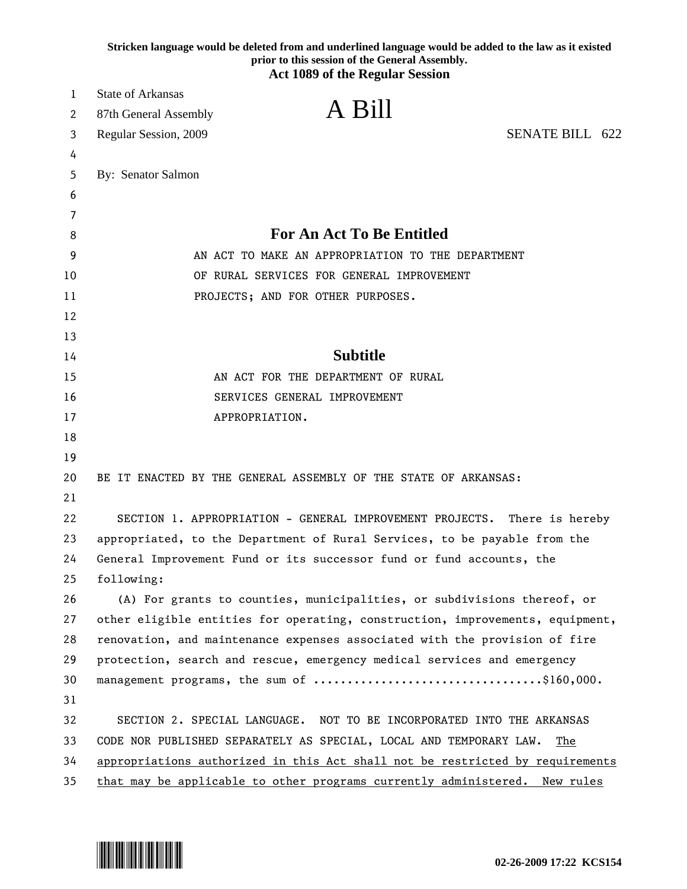Stricken language would be deleted from and underlined language would be added to the law as it existed prior to this session of the General Assembly.

**Act 1089 of the Regular Session**

State of Arkansas
87th General Assembly
Regular Session, 2009

# A Bill

SENATE BILL 622

By: Senator Salmon

## For An Act To Be Entitled

AN ACT TO MAKE AN APPROPRIATION TO THE DEPARTMENT OF RURAL SERVICES FOR GENERAL IMPROVEMENT PROJECTS; AND FOR OTHER PURPOSES.

## Subtitle

AN ACT FOR THE DEPARTMENT OF RURAL SERVICES GENERAL IMPROVEMENT APPROPRIATION.

BE IT ENACTED BY THE GENERAL ASSEMBLY OF THE STATE OF ARKANSAS:

SECTION 1. APPROPRIATION - GENERAL IMPROVEMENT PROJECTS. There is hereby appropriated, to the Department of Rural Services, to be payable from the General Improvement Fund or its successor fund or fund accounts, the following:

(A) For grants to counties, municipalities, or subdivisions thereof, or other eligible entities for operating, construction, improvements, equipment, renovation, and maintenance expenses associated with the provision of fire protection, search and rescue, emergency medical services and emergency management programs, the sum of .................................$160,000.

SECTION 2. SPECIAL LANGUAGE. NOT TO BE INCORPORATED INTO THE ARKANSAS CODE NOR PUBLISHED SEPARATELY AS SPECIAL, LOCAL AND TEMPORARY LAW. <u>The appropriations authorized in this Act shall not be restricted by requirements that may be applicable to other programs currently administered. New rules</u>

02-26-2009 17:22 KCS154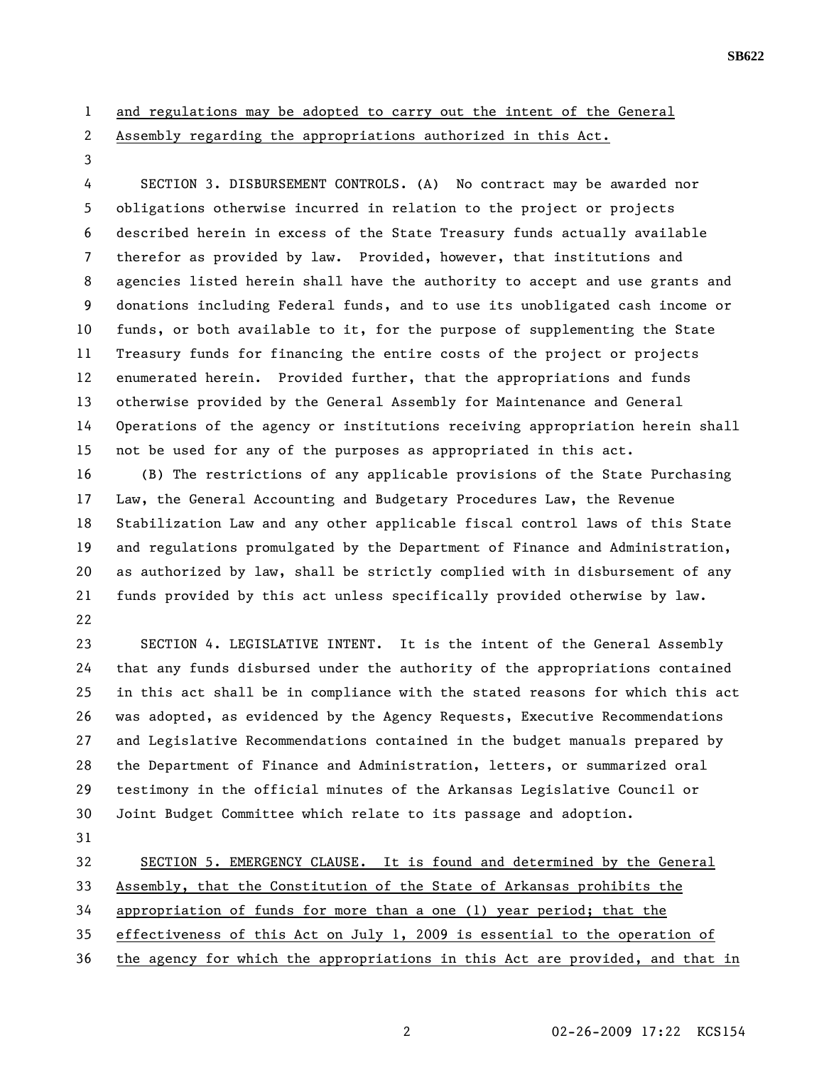and regulations may be adopted to carry out the intent of the General Assembly regarding the appropriations authorized in this Act.

SECTION 3. DISBURSEMENT CONTROLS. (A) No contract may be awarded nor obligations otherwise incurred in relation to the project or projects described herein in excess of the State Treasury funds actually available therefor as provided by law. Provided, however, that institutions and agencies listed herein shall have the authority to accept and use grants and donations including Federal funds, and to use its unobligated cash income or funds, or both available to it, for the purpose of supplementing the State Treasury funds for financing the entire costs of the project or projects enumerated herein. Provided further, that the appropriations and funds otherwise provided by the General Assembly for Maintenance and General Operations of the agency or institutions receiving appropriation herein shall not be used for any of the purposes as appropriated in this act.

(B) The restrictions of any applicable provisions of the State Purchasing Law, the General Accounting and Budgetary Procedures Law, the Revenue Stabilization Law and any other applicable fiscal control laws of this State and regulations promulgated by the Department of Finance and Administration, as authorized by law, shall be strictly complied with in disbursement of any funds provided by this act unless specifically provided otherwise by law.

SECTION 4. LEGISLATIVE INTENT. It is the intent of the General Assembly that any funds disbursed under the authority of the appropriations contained in this act shall be in compliance with the stated reasons for which this act was adopted, as evidenced by the Agency Requests, Executive Recommendations and Legislative Recommendations contained in the budget manuals prepared by the Department of Finance and Administration, letters, or summarized oral testimony in the official minutes of the Arkansas Legislative Council or Joint Budget Committee which relate to its passage and adoption.

SECTION 5. EMERGENCY CLAUSE. It is found and determined by the General Assembly, that the Constitution of the State of Arkansas prohibits the appropriation of funds for more than a one (1) year period; that the effectiveness of this Act on July 1, 2009 is essential to the operation of the agency for which the appropriations in this Act are provided, and that in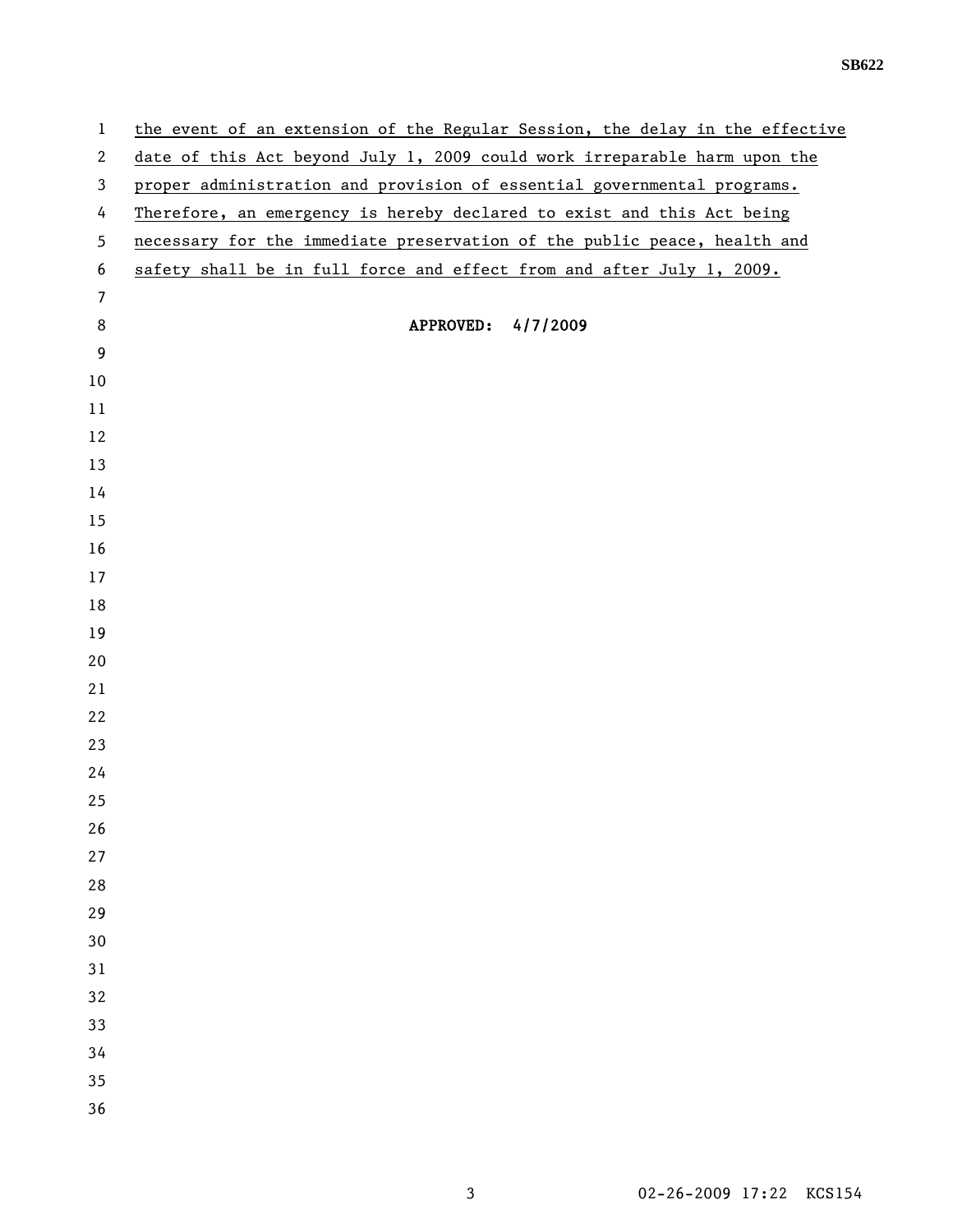<u>the event of an extension of the Regular Session, the delay in the effective date of this Act beyond July 1, 2009 could work irreparable harm upon the proper administration and provision of essential governmental programs. Therefore, an emergency is hereby declared to exist and this Act being necessary for the immediate preservation of the public peace, health and safety shall be in full force and effect from and after July 1, 2009.</u>

**APPROVED: 4/7/2009**